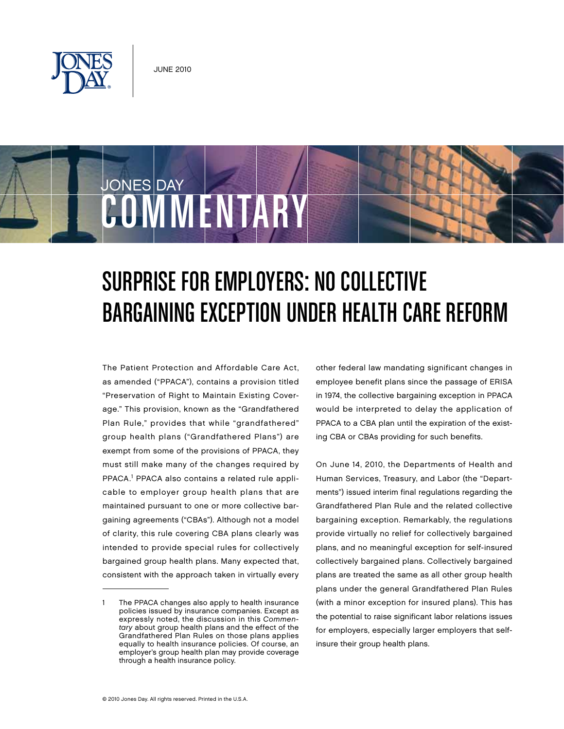JUNE 2010

JONES DAY COMMENTARY

# SURPRISE FOR EMPLOYERS: NO COLLECTIVE BARGAINING EXCEPTION UNDER HEALTH CARE REFORM

The Patient Protection and Affordable Care Act, as amended ("PPACA"), contains a provision titled "Preservation of Right to Maintain Existing Coverage." This provision, known as the "Grandfathered Plan Rule," provides that while "grandfathered" group health plans ("Grandfathered Plans") are exempt from some of the provisions of PPACA, they must still make many of the changes required by PPACA.[1] PPACA also contains a related rule applicable to employer group health plans that are maintained pursuant to one or more collective bargaining agreements ("CBAs"). Although not a model of clarity, this rule covering CBA plans clearly was intended to provide special rules for collectively bargained group health plans. Many expected that, consistent with the approach taken in virtually every other federal law mandating significant changes in employee benefit plans since the passage of ERISA in 1974, the collective bargaining exception in PPACA would be interpreted to delay the application of PPACA to a CBA plan until the expiration of the existing CBA or CBAs providing for such benefits.

On June 14, 2010, the Departments of Health and Human Services, Treasury, and Labor (the "Departments") issued interim final regulations regarding the Grandfathered Plan Rule and the related collective bargaining exception. Remarkably, the regulations provide virtually no relief for collectively bargained plans, and no meaningful exception for self-insured collectively bargained plans. Collectively bargained plans are treated the same as all other group health plans under the general Grandfathered Plan Rules (with a minor exception for insured plans). This has the potential to raise significant labor relations issues for employers, especially larger employers that self-insure their group health plans.

---

1 The PPACA changes also apply to health insurance policies issued by insurance companies. Except as expressly noted, the discussion in this *Commentary* about group health plans and the effect of the Grandfathered Plan Rules on those plans applies equally to health insurance policies. Of course, an employer's group health plan may provide coverage through a health insurance policy.

© 2010 Jones Day. All rights reserved. Printed in the U.S.A.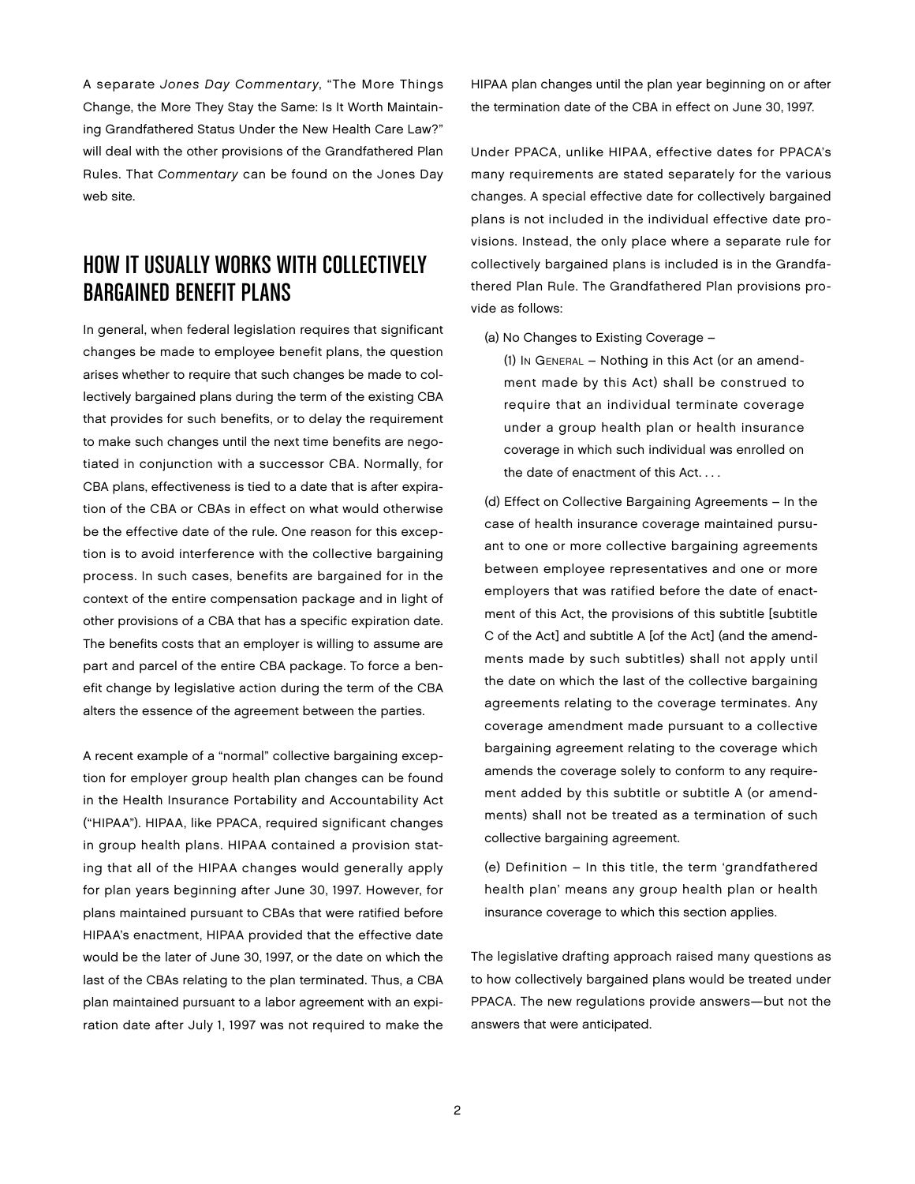A separate *Jones Day Commentary*, "The More Things Change, the More They Stay the Same: Is It Worth Maintaining Grandfathered Status Under the New Health Care Law?" will deal with the other provisions of the Grandfathered Plan Rules. That *Commentary* can be found on the Jones Day web site.

## HOW IT USUALLY WORKS WITH COLLECTIVELY BARGAINED BENEFIT PLANS

In general, when federal legislation requires that significant changes be made to employee benefit plans, the question arises whether to require that such changes be made to collectively bargained plans during the term of the existing CBA that provides for such benefits, or to delay the requirement to make such changes until the next time benefits are negotiated in conjunction with a successor CBA. Normally, for CBA plans, effectiveness is tied to a date that is after expiration of the CBA or CBAs in effect on what would otherwise be the effective date of the rule. One reason for this exception is to avoid interference with the collective bargaining process. In such cases, benefits are bargained for in the context of the entire compensation package and in light of other provisions of a CBA that has a specific expiration date. The benefits costs that an employer is willing to assume are part and parcel of the entire CBA package. To force a benefit change by legislative action during the term of the CBA alters the essence of the agreement between the parties.

A recent example of a "normal" collective bargaining exception for employer group health plan changes can be found in the Health Insurance Portability and Accountability Act ("HIPAA"). HIPAA, like PPACA, required significant changes in group health plans. HIPAA contained a provision stating that all of the HIPAA changes would generally apply for plan years beginning after June 30, 1997. However, for plans maintained pursuant to CBAs that were ratified before HIPAA's enactment, HIPAA provided that the effective date would be the later of June 30, 1997, or the date on which the last of the CBAs relating to the plan terminated. Thus, a CBA plan maintained pursuant to a labor agreement with an expiration date after July 1, 1997 was not required to make the HIPAA plan changes until the plan year beginning on or after the termination date of the CBA in effect on June 30, 1997.

Under PPACA, unlike HIPAA, effective dates for PPACA's many requirements are stated separately for the various changes. A special effective date for collectively bargained plans is not included in the individual effective date provisions. Instead, the only place where a separate rule for collectively bargained plans is included is in the Grandfathered Plan Rule. The Grandfathered Plan provisions provide as follows:

> (a) No Changes to Existing Coverage –
>
> (1) In General – Nothing in this Act (or an amendment made by this Act) shall be construed to require that an individual terminate coverage under a group health plan or health insurance coverage in which such individual was enrolled on the date of enactment of this Act. . . .
>
> (d) Effect on Collective Bargaining Agreements – In the case of health insurance coverage maintained pursuant to one or more collective bargaining agreements between employee representatives and one or more employers that was ratified before the date of enactment of this Act, the provisions of this subtitle [subtitle C of the Act] and subtitle A [of the Act] (and the amendments made by such subtitles) shall not apply until the date on which the last of the collective bargaining agreements relating to the coverage terminates. Any coverage amendment made pursuant to a collective bargaining agreement relating to the coverage which amends the coverage solely to conform to any requirement added by this subtitle or subtitle A (or amendments) shall not be treated as a termination of such collective bargaining agreement.
>
> (e) Definition – In this title, the term 'grandfathered health plan' means any group health plan or health insurance coverage to which this section applies.

The legislative drafting approach raised many questions as to how collectively bargained plans would be treated under PPACA. The new regulations provide answers—but not the answers that were anticipated.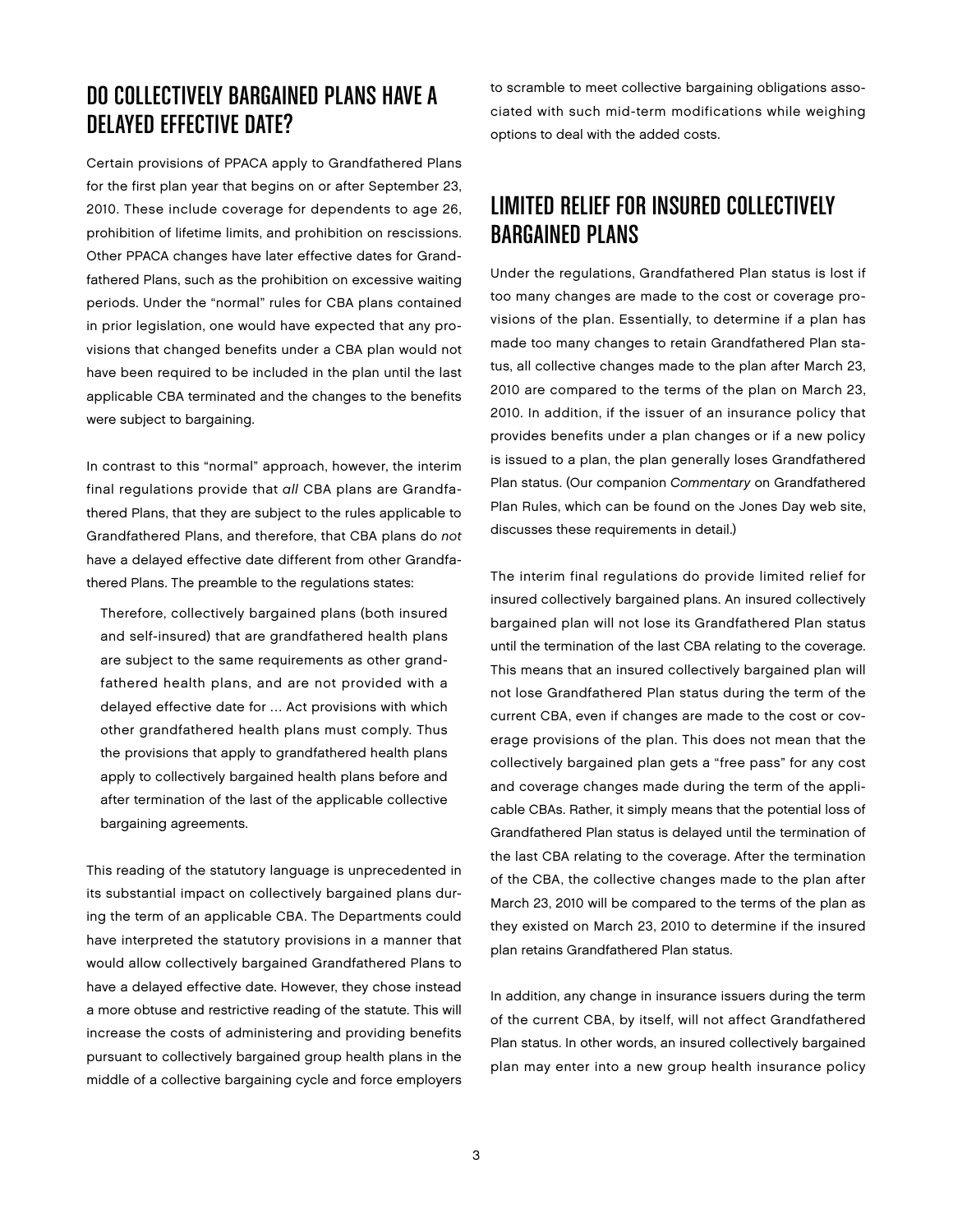## DO COLLECTIVELY BARGAINED PLANS HAVE A DELAYED EFFECTIVE DATE?

Certain provisions of PPACA apply to Grandfathered Plans for the first plan year that begins on or after September 23, 2010. These include coverage for dependents to age 26, prohibition of lifetime limits, and prohibition on rescissions. Other PPACA changes have later effective dates for Grandfathered Plans, such as the prohibition on excessive waiting periods. Under the "normal" rules for CBA plans contained in prior legislation, one would have expected that any provisions that changed benefits under a CBA plan would not have been required to be included in the plan until the last applicable CBA terminated and the changes to the benefits were subject to bargaining.

In contrast to this "normal" approach, however, the interim final regulations provide that *all* CBA plans are Grandfathered Plans, that they are subject to the rules applicable to Grandfathered Plans, and therefore, that CBA plans do *not* have a delayed effective date different from other Grandfathered Plans. The preamble to the regulations states:

> Therefore, collectively bargained plans (both insured and self-insured) that are grandfathered health plans are subject to the same requirements as other grandfathered health plans, and are not provided with a delayed effective date for … Act provisions with which other grandfathered health plans must comply. Thus the provisions that apply to grandfathered health plans apply to collectively bargained health plans before and after termination of the last of the applicable collective bargaining agreements.

This reading of the statutory language is unprecedented in its substantial impact on collectively bargained plans during the term of an applicable CBA. The Departments could have interpreted the statutory provisions in a manner that would allow collectively bargained Grandfathered Plans to have a delayed effective date. However, they chose instead a more obtuse and restrictive reading of the statute. This will increase the costs of administering and providing benefits pursuant to collectively bargained group health plans in the middle of a collective bargaining cycle and force employers to scramble to meet collective bargaining obligations associated with such mid-term modifications while weighing options to deal with the added costs.

## LIMITED RELIEF FOR INSURED COLLECTIVELY BARGAINED PLANS

Under the regulations, Grandfathered Plan status is lost if too many changes are made to the cost or coverage provisions of the plan. Essentially, to determine if a plan has made too many changes to retain Grandfathered Plan status, all collective changes made to the plan after March 23, 2010 are compared to the terms of the plan on March 23, 2010. In addition, if the issuer of an insurance policy that provides benefits under a plan changes or if a new policy is issued to a plan, the plan generally loses Grandfathered Plan status. (Our companion *Commentary* on Grandfathered Plan Rules, which can be found on the Jones Day web site, discusses these requirements in detail.)

The interim final regulations do provide limited relief for insured collectively bargained plans. An insured collectively bargained plan will not lose its Grandfathered Plan status until the termination of the last CBA relating to the coverage. This means that an insured collectively bargained plan will not lose Grandfathered Plan status during the term of the current CBA, even if changes are made to the cost or coverage provisions of the plan. This does not mean that the collectively bargained plan gets a "free pass" for any cost and coverage changes made during the term of the applicable CBAs. Rather, it simply means that the potential loss of Grandfathered Plan status is delayed until the termination of the last CBA relating to the coverage. After the termination of the CBA, the collective changes made to the plan after March 23, 2010 will be compared to the terms of the plan as they existed on March 23, 2010 to determine if the insured plan retains Grandfathered Plan status.

In addition, any change in insurance issuers during the term of the current CBA, by itself, will not affect Grandfathered Plan status. In other words, an insured collectively bargained plan may enter into a new group health insurance policy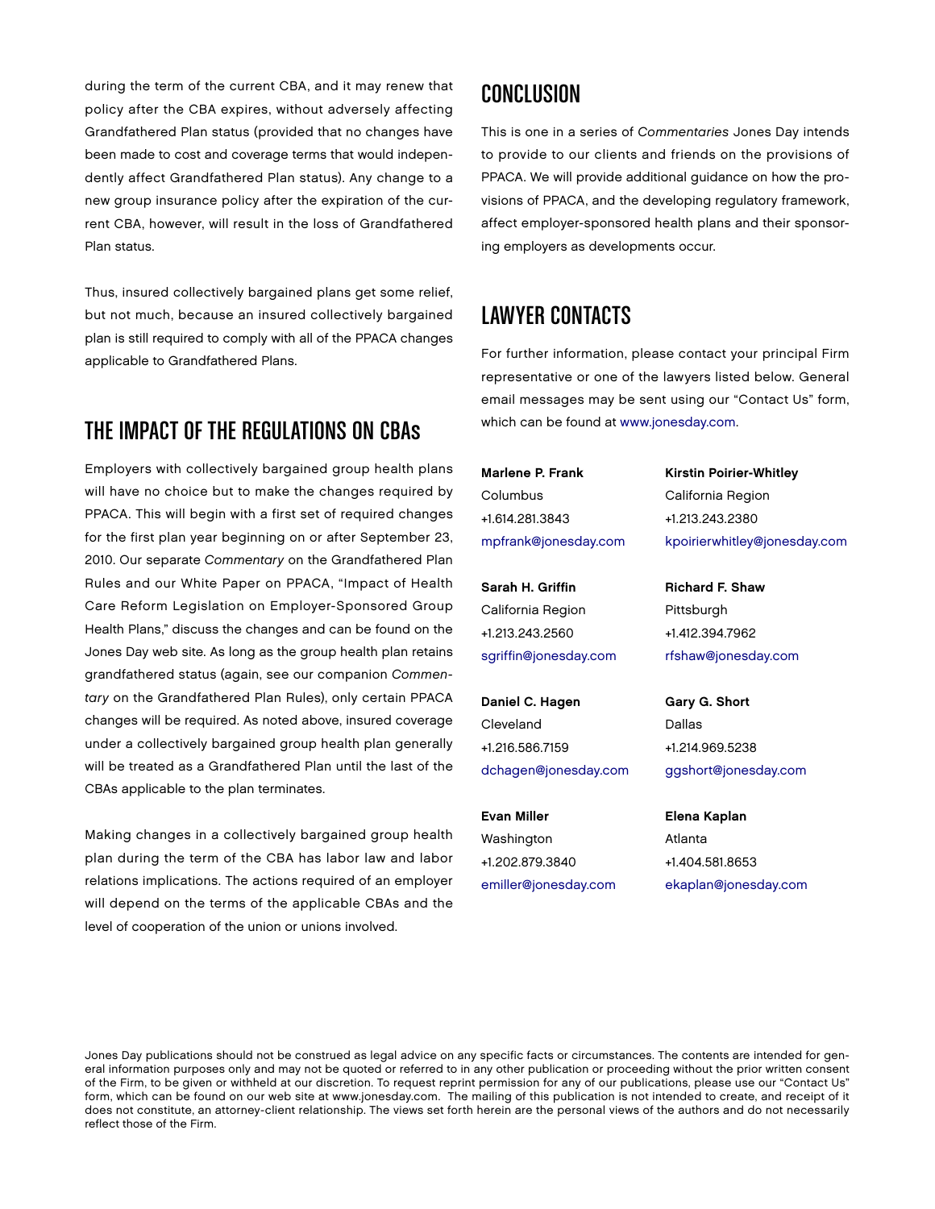during the term of the current CBA, and it may renew that policy after the CBA expires, without adversely affecting Grandfathered Plan status (provided that no changes have been made to cost and coverage terms that would independently affect Grandfathered Plan status). Any change to a new group insurance policy after the expiration of the current CBA, however, will result in the loss of Grandfathered Plan status.

Thus, insured collectively bargained plans get some relief, but not much, because an insured collectively bargained plan is still required to comply with all of the PPACA changes applicable to Grandfathered Plans.

## THE IMPACT OF THE REGULATIONS ON CBAs

Employers with collectively bargained group health plans will have no choice but to make the changes required by PPACA. This will begin with a first set of required changes for the first plan year beginning on or after September 23, 2010. Our separate *Commentary* on the Grandfathered Plan Rules and our White Paper on PPACA, "Impact of Health Care Reform Legislation on Employer-Sponsored Group Health Plans," discuss the changes and can be found on the Jones Day web site. As long as the group health plan retains grandfathered status (again, see our companion *Commentary* on the Grandfathered Plan Rules), only certain PPACA changes will be required. As noted above, insured coverage under a collectively bargained group health plan generally will be treated as a Grandfathered Plan until the last of the CBAs applicable to the plan terminates.

Making changes in a collectively bargained group health plan during the term of the CBA has labor law and labor relations implications. The actions required of an employer will depend on the terms of the applicable CBAs and the level of cooperation of the union or unions involved.

## CONCLUSION

This is one in a series of *Commentaries* Jones Day intends to provide to our clients and friends on the provisions of PPACA. We will provide additional guidance on how the provisions of PPACA, and the developing regulatory framework, affect employer-sponsored health plans and their sponsoring employers as developments occur.

## LAWYER CONTACTS

For further information, please contact your principal Firm representative or one of the lawyers listed below. General email messages may be sent using our "Contact Us" form, which can be found at www.jonesday.com.

**Marlene P. Frank**
Columbus
+1.614.281.3843
mpfrank@jonesday.com

**Sarah H. Griffin**
California Region
+1.213.243.2560
sgriffin@jonesday.com

**Daniel C. Hagen**
Cleveland
+1.216.586.7159
dchagen@jonesday.com

**Evan Miller**
Washington
+1.202.879.3840
emiller@jonesday.com

**Kirstin Poirier-Whitley**
California Region
+1.213.243.2380
kpoirierwhitley@jonesday.com

**Richard F. Shaw**
Pittsburgh
+1.412.394.7962
rfshaw@jonesday.com

**Gary G. Short**
Dallas
+1.214.969.5238
ggshort@jonesday.com

**Elena Kaplan**
Atlanta
+1.404.581.8653
ekaplan@jonesday.com

Jones Day publications should not be construed as legal advice on any specific facts or circumstances. The contents are intended for general information purposes only and may not be quoted or referred to in any other publication or proceeding without the prior written consent of the Firm, to be given or withheld at our discretion. To request reprint permission for any of our publications, please use our "Contact Us" form, which can be found on our web site at www.jonesday.com. The mailing of this publication is not intended to create, and receipt of it does not constitute, an attorney-client relationship. The views set forth herein are the personal views of the authors and do not necessarily reflect those of the Firm.